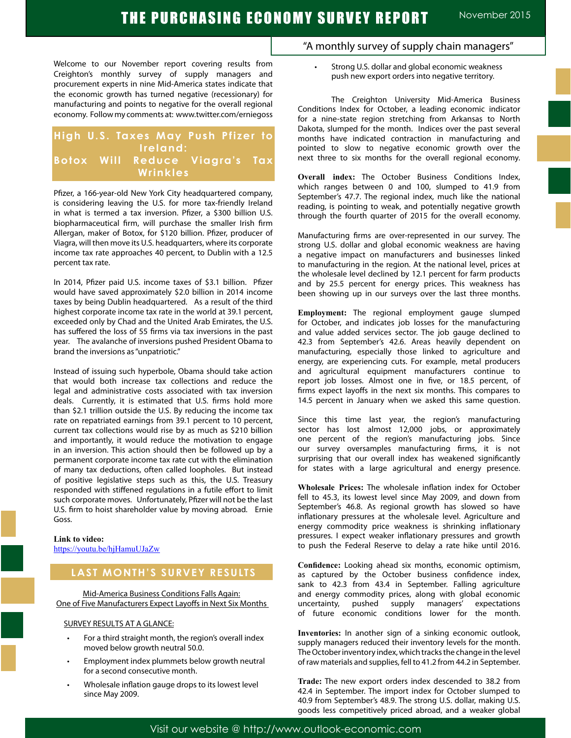# THE PURCHASING ECONOMY SURVEY REPORT

November 2015

"A monthly survey of supply chain managers"

Welcome to our November report covering results from Creighton's monthly survey of supply managers and procurement experts in nine Mid-America states indicate that the economic growth has turned negative (recessionary) for manufacturing and points to negative for the overall regional economy. Follow my comments at: www.twitter.com/erniegoss

## High U.S. Taxes May Push Pfizer to Ireland: Botox Will Reduce Viagra's Tax Wrinkles

Pfizer, a 166-year-old New York City headquartered company, is considering leaving the U.S. for more tax-friendly Ireland in what is termed a tax inversion. Pfizer, a $300 billion U.S. biopharmaceutical firm, will purchase the smaller Irish firm Allergan, maker of Botox, for $120 billion. Pfizer, producer of Viagra, will then move its U.S. headquarters, where its corporate income tax rate approaches 40 percent, to Dublin with a 12.5 percent tax rate.

In 2014, Pfizer paid U.S. income taxes of $3.1 billion. Pfizer would have saved approximately $2.0 billion in 2014 income taxes by being Dublin headquartered. As a result of the third highest corporate income tax rate in the world at 39.1 percent, exceeded only by Chad and the United Arab Emirates, the U.S. has suffered the loss of 55 firms via tax inversions in the past year. The avalanche of inversions pushed President Obama to brand the inversions as "unpatriotic."

Instead of issuing such hyperbole, Obama should take action that would both increase tax collections and reduce the legal and administrative costs associated with tax inversion deals. Currently, it is estimated that U.S. firms hold more than $2.1 trillion outside the U.S. By reducing the income tax rate on repatriated earnings from 39.1 percent to 10 percent, current tax collections would rise by as much as $210 billion and importantly, it would reduce the motivation to engage in an inversion. This action should then be followed up by a permanent corporate income tax rate cut with the elimination of many tax deductions, often called loopholes. But instead of positive legislative steps such as this, the U.S. Treasury responded with stiffened regulations in a futile effort to limit such corporate moves. Unfortunately, Pfizer will not be the last U.S. firm to hoist shareholder value by moving abroad. Ernie Goss.

**Link to video:**
https://youtu.be/hjHamuUJaZw

## LAST MONTH'S SURVEY RESULTS

Mid-America Business Conditions Falls Again:
One of Five Manufacturers Expect Layoffs in Next Six Months

SURVEY RESULTS AT A GLANCE:

- For a third straight month, the region's overall index moved below growth neutral 50.0.
- Employment index plummets below growth neutral for a second consecutive month.
- Wholesale inflation gauge drops to its lowest level since May 2009.
- Strong U.S. dollar and global economic weakness push new export orders into negative territory.

The Creighton University Mid-America Business Conditions Index for October, a leading economic indicator for a nine-state region stretching from Arkansas to North Dakota, slumped for the month. Indices over the past several months have indicated contraction in manufacturing and pointed to slow to negative economic growth over the next three to six months for the overall regional economy.

**Overall index:** The October Business Conditions Index, which ranges between 0 and 100, slumped to 41.9 from September's 47.7. The regional index, much like the national reading, is pointing to weak, and potentially negative growth through the fourth quarter of 2015 for the overall economy.

Manufacturing firms are over-represented in our survey. The strong U.S. dollar and global economic weakness are having a negative impact on manufacturers and businesses linked to manufacturing in the region. At the national level, prices at the wholesale level declined by 12.1 percent for farm products and by 25.5 percent for energy prices. This weakness has been showing up in our surveys over the last three months.

**Employment:** The regional employment gauge slumped for October, and indicates job losses for the manufacturing and value added services sector. The job gauge declined to 42.3 from September's 42.6. Areas heavily dependent on manufacturing, especially those linked to agriculture and energy, are experiencing cuts. For example, metal producers and agricultural equipment manufacturers continue to report job losses. Almost one in five, or 18.5 percent, of firms expect layoffs in the next six months. This compares to 14.5 percent in January when we asked this same question.

Since this time last year, the region's manufacturing sector has lost almost 12,000 jobs, or approximately one percent of the region's manufacturing jobs. Since our survey oversamples manufacturing firms, it is not surprising that our overall index has weakened significantly for states with a large agricultural and energy presence.

**Wholesale Prices:** The wholesale inflation index for October fell to 45.3, its lowest level since May 2009, and down from September's 46.8. As regional growth has slowed so have inflationary pressures at the wholesale level. Agriculture and energy commodity price weakness is shrinking inflationary pressures. I expect weaker inflationary pressures and growth to push the Federal Reserve to delay a rate hike until 2016.

**Confidence:** Looking ahead six months, economic optimism, as captured by the October business confidence index, sank to 42.3 from 43.4 in September. Falling agriculture and energy commodity prices, along with global economic uncertainty, pushed supply managers' expectations of future economic conditions lower for the month.

**Inventories:** In another sign of a sinking economic outlook, supply managers reduced their inventory levels for the month. The October inventory index, which tracks the change in the level of raw materials and supplies, fell to 41.2 from 44.2 in September.

**Trade:** The new export orders index descended to 38.2 from 42.4 in September. The import index for October slumped to 40.9 from September's 48.9. The strong U.S. dollar, making U.S. goods less competitively priced abroad, and a weaker global

Visit our website @ http://www.outlook-economic.com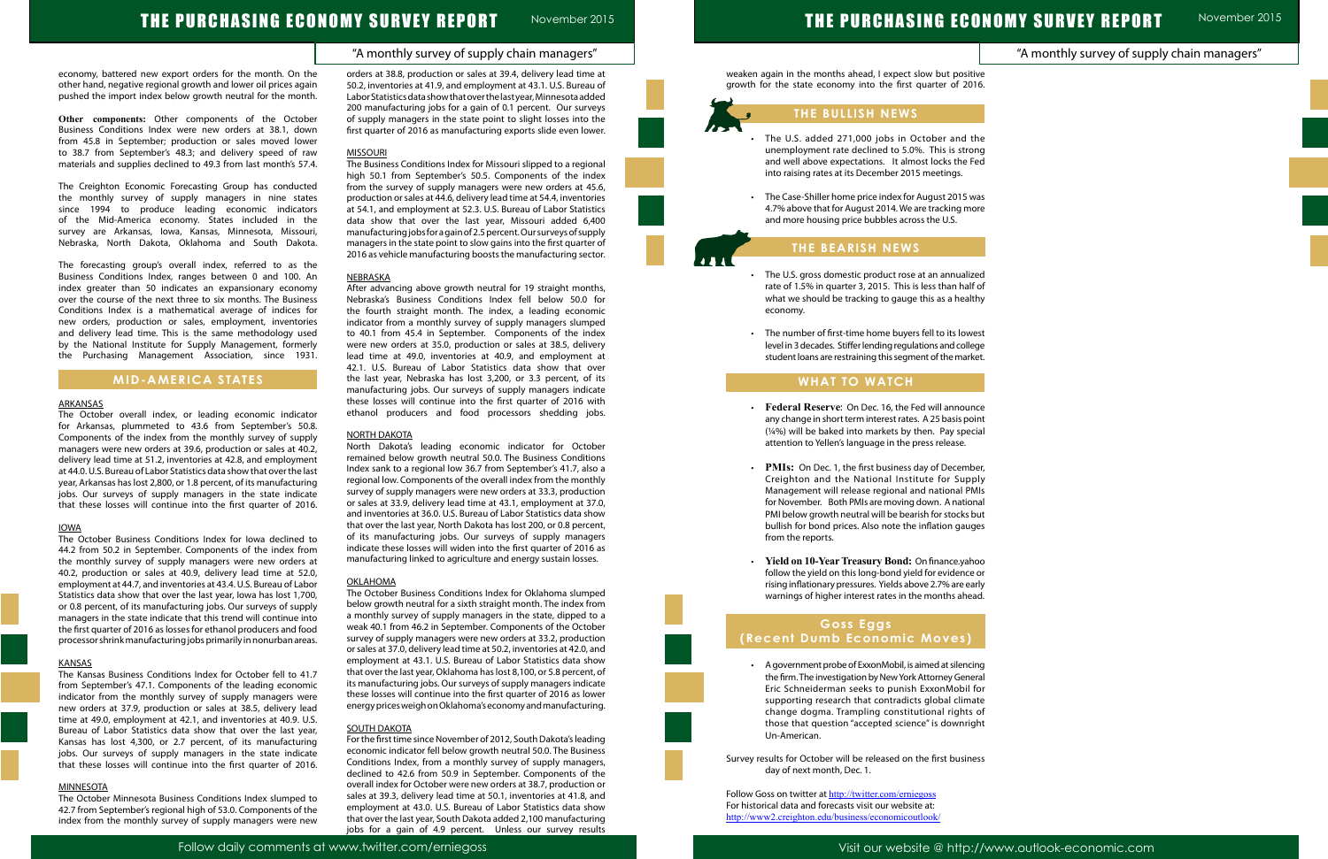economy, battered new export orders for the month. On the other hand, negative regional growth and lower oil prices again pushed the import index below growth neutral for the month.

**Other components:** Other components of the October Business Conditions Index were new orders at 38.1, down from 45.8 in September; production or sales moved lower to 38.7 from September's 48.3; and delivery speed of raw materials and supplies declined to 49.3 from last month's 57.4.

The Creighton Economic Forecasting Group has conducted the monthly survey of supply managers in nine states since 1994 to produce leading economic indicators of the Mid-America economy. States included in the survey are Arkansas, Iowa, Kansas, Minnesota, Missouri, Nebraska, North Dakota, Oklahoma and South Dakota.

The forecasting group's overall index, referred to as the Business Conditions Index, ranges between 0 and 100. An index greater than 50 indicates an expansionary economy over the course of the next three to six months. The Business Conditions Index is a mathematical average of indices for new orders, production or sales, employment, inventories and delivery lead time. This is the same methodology used by the National Institute for Supply Management, formerly the Purchasing Management Association, since 1931.

## MID-AMERICA STATES

### ARKANSAS

The October overall index, or leading economic indicator for Arkansas, plummeted to 43.6 from September's 50.8. Components of the index from the monthly survey of supply managers were new orders at 39.6, production or sales at 40.2, delivery lead time at 51.2, inventories at 42.8, and employment at 44.0. U.S. Bureau of Labor Statistics data show that over the last year, Arkansas has lost 2,800, or 1.8 percent, of its manufacturing jobs. Our surveys of supply managers in the state indicate that these losses will continue into the first quarter of 2016.

### IOWA

The October Business Conditions Index for Iowa declined to 44.2 from 50.2 in September. Components of the index from the monthly survey of supply managers were new orders at 40.2, production or sales at 40.9, delivery lead time at 52.0, employment at 44.7, and inventories at 43.4. U.S. Bureau of Labor Statistics data show that over the last year, Iowa has lost 1,700, or 0.8 percent, of its manufacturing jobs. Our surveys of supply managers in the state indicate that this trend will continue into the first quarter of 2016 as losses for ethanol producers and food processor shrink manufacturing jobs primarily in nonurban areas.

### KANSAS

The Kansas Business Conditions Index for October fell to 41.7 from September's 47.1. Components of the leading economic indicator from the monthly survey of supply managers were new orders at 37.9, production or sales at 38.5, delivery lead time at 49.0, employment at 42.1, and inventories at 40.9. U.S. Bureau of Labor Statistics data show that over the last year, Kansas has lost 4,300, or 2.7 percent, of its manufacturing jobs. Our surveys of supply managers in the state indicate that these losses will continue into the first quarter of 2016.

### MINNESOTA

The October Minnesota Business Conditions Index slumped to 42.7 from September's regional high of 53.0. Components of the index from the monthly survey of supply managers were new orders at 38.8, production or sales at 39.4, delivery lead time at 50.2, inventories at 41.9, and employment at 43.1. U.S. Bureau of Labor Statistics data show that over the last year, Minnesota added 200 manufacturing jobs for a gain of 0.1 percent. Our surveys of supply managers in the state point to slight losses into the first quarter of 2016 as manufacturing exports slide even lower.

### MISSOURI

The Business Conditions Index for Missouri slipped to a regional high 50.1 from September's 50.5. Components of the index from the survey of supply managers were new orders at 45.6, production or sales at 44.6, delivery lead time at 54.4, inventories at 54.1, and employment at 52.3. U.S. Bureau of Labor Statistics data show that over the last year, Missouri added 6,400 manufacturing jobs for a gain of 2.5 percent. Our surveys of supply managers in the state point to slow gains into the first quarter of 2016 as vehicle manufacturing boosts the manufacturing sector.

### NEBRASKA

After advancing above growth neutral for 19 straight months, Nebraska's Business Conditions Index fell below 50.0 for the fourth straight month. The index, a leading economic indicator from a monthly survey of supply managers slumped to 40.1 from 45.4 in September. Components of the index were new orders at 35.0, production or sales at 38.5, delivery lead time at 49.0, inventories at 40.9, and employment at 42.1. U.S. Bureau of Labor Statistics data show that over the last year, Nebraska has lost 3,200, or 3.3 percent, of its manufacturing jobs. Our surveys of supply managers indicate these losses will continue into the first quarter of 2016 with ethanol producers and food processors shedding jobs.

### NORTH DAKOTA

North Dakota's leading economic indicator for October remained below growth neutral 50.0. The Business Conditions Index sank to a regional low 36.7 from September's 41.7, also a regional low. Components of the overall index from the monthly survey of supply managers were new orders at 33.3, production or sales at 33.9, delivery lead time at 43.1, employment at 37.0, and inventories at 36.0. U.S. Bureau of Labor Statistics data show that over the last year, North Dakota has lost 200, or 0.8 percent, of its manufacturing jobs. Our surveys of supply managers indicate these losses will widen into the first quarter of 2016 as manufacturing linked to agriculture and energy sustain losses.

### OKLAHOMA

The October Business Conditions Index for Oklahoma slumped below growth neutral for a sixth straight month. The index from a monthly survey of supply managers in the state, dipped to a weak 40.1 from 46.2 in September. Components of the October survey of supply managers were new orders at 33.2, production or sales at 37.0, delivery lead time at 50.2, inventories at 42.0, and employment at 43.1. U.S. Bureau of Labor Statistics data show that over the last year, Oklahoma has lost 8,100, or 5.8 percent, of its manufacturing jobs. Our surveys of supply managers indicate these losses will continue into the first quarter of 2016 as lower energy prices weigh on Oklahoma's economy and manufacturing.

### SOUTH DAKOTA

For the first time since November of 2012, South Dakota's leading economic indicator fell below growth neutral 50.0. The Business Conditions Index, from a monthly survey of supply managers, declined to 42.6 from 50.9 in September. Components of the overall index for October were new orders at 38.7, production or sales at 39.3, delivery lead time at 50.1, inventories at 41.8, and employment at 43.0. U.S. Bureau of Labor Statistics data show that over the last year, South Dakota added 2,100 manufacturing jobs for a gain of 4.9 percent. Unless our survey results weaken again in the months ahead, I expect slow but positive growth for the state economy into the first quarter of 2016.

## THE BULLISH NEWS

- The U.S. added 271,000 jobs in October and the unemployment rate declined to 5.0%. This is strong and well above expectations. It almost locks the Fed into raising rates at its December 2015 meetings.
- The Case-Shiller home price index for August 2015 was 4.7% above that for August 2014. We are tracking more and more housing price bubbles across the U.S.

## THE BEARISH NEWS

- The U.S. gross domestic product rose at an annualized rate of 1.5% in quarter 3, 2015. This is less than half of what we should be tracking to gauge this as a healthy economy.
- The number of first-time home buyers fell to its lowest level in 3 decades. Stiffer lending regulations and college student loans are restraining this segment of the market.

## WHAT TO WATCH

- **Federal Reserve**: On Dec. 16, the Fed will announce any change in short term interest rates. A 25 basis point (¼%) will be baked into markets by then. Pay special attention to Yellen's language in the press release.
- **PMIs:** On Dec. 1, the first business day of December, Creighton and the National Institute for Supply Management will release regional and national PMIs for November. Both PMIs are moving down. A national PMI below growth neutral will be bearish for stocks but bullish for bond prices. Also note the inflation gauges from the reports.
- **Yield on 10-Year Treasury Bond:** On finance.yahoo follow the yield on this long-bond yield for evidence or rising inflationary pressures. Yields above 2.7% are early warnings of higher interest rates in the months ahead.

## Goss Eggs (Recent Dumb Economic Moves)

- A government probe of ExxonMobil, is aimed at silencing the firm. The investigation by New York Attorney General Eric Schneiderman seeks to punish ExxonMobil for supporting research that contradicts global climate change dogma. Trampling constitutional rights of those that question "accepted science" is downright Un-American.

Survey results for October will be released on the first business day of next month, Dec. 1.

Follow Goss on twitter at http://twitter.com/erniegoss
For historical data and forecasts visit our website at:
http://www2.creighton.edu/business/economicoutlook/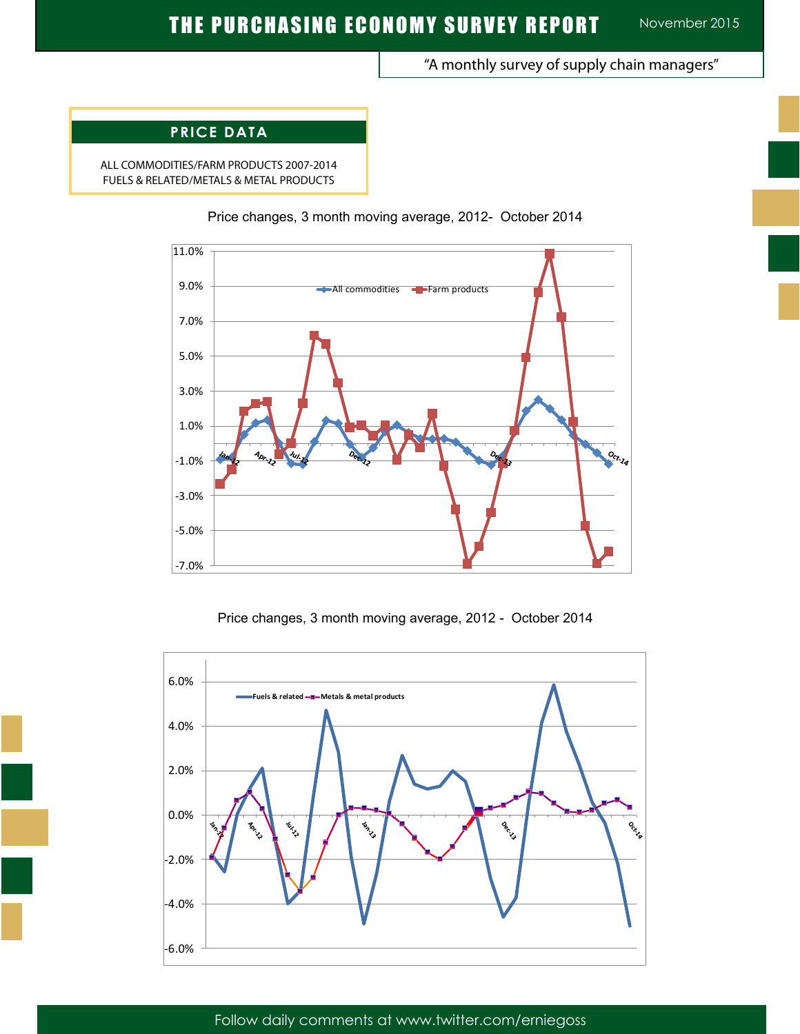# THE PURCHASING ECONOMY SURVEY REPORT

November 2015

"A monthly survey of supply chain managers"

## PRICE DATA

ALL COMMODITIES/FARM PRODUCTS 2007-2014
FUELS & RELATED/METALS & METAL PRODUCTS

Price changes, 3 month moving average, 2012- October 2014

11.0%
9.0%
7.0%
5.0%
3.0%
1.0%
-1.0%
-3.0%
-5.0%
-7.0%

All commodities
Farm products

Jan-12
Apr-12
Jul-12
Dec-12
Dec-13
Oct-14

Price changes, 3 month moving average, 2012 - October 2014

6.0%
4.0%
2.0%
0.0%
-2.0%
-4.0%
-6.0%

Fuels & related
Metals & metal products

Jan-12
Apr-12
Jul-12
Jan-13
Dec-13
Oct-14

Follow daily comments at www.twitter.com/erniegoss